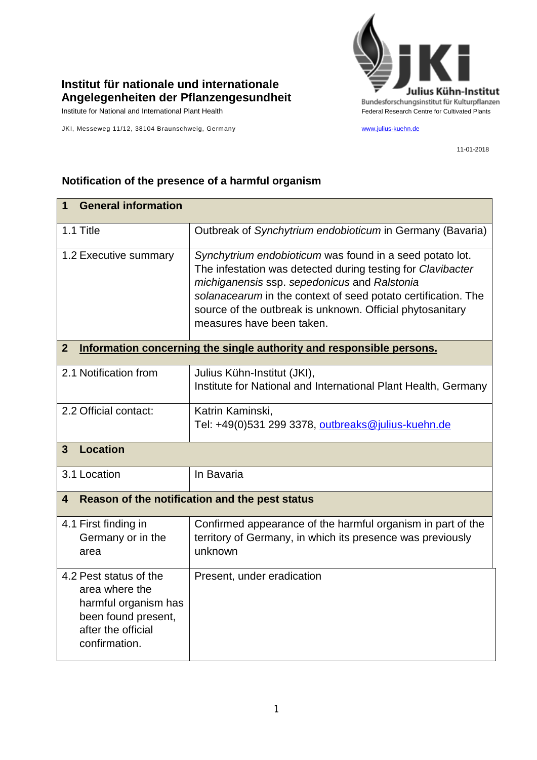**Institut für nationale und internationale Angelegenheiten der Pflanzengesundheit**

Institute for National and International Plant Health

JKI, Messeweg 11/12, 38104 Braunschweig, Germany

Julius Kühn-Institut
Bundesforschungsinstitut für Kulturpflanzen
Federal Research Centre for Cultivated Plants

www.julius-kuehn.de

11-01-2018

## Notification of the presence of a harmful organism

| **1 General information** | |
|---|---|
| 1.1 Title | Outbreak of *Synchytrium endobioticum* in Germany (Bavaria) |
| 1.2 Executive summary | *Synchytrium endobioticum* was found in a seed potato lot. The infestation was detected during testing for *Clavibacter michiganensis* ssp. *sepedonicus* and *Ralstonia solanacearum* in the context of seed potato certification. The source of the outbreak is unknown. Official phytosanitary measures have been taken. |
| **2 Information concerning the single authority and responsible persons.** | |
| 2.1 Notification from | Julius Kühn-Institut (JKI),<br>Institute for National and International Plant Health, Germany |
| 2.2 Official contact: | Katrin Kaminski,<br>Tel: +49(0)531 299 3378, outbreaks@julius-kuehn.de |
| **3 Location** | |
| 3.1 Location | In Bavaria |
| **4 Reason of the notification and the pest status** | |
| 4.1 First finding in Germany or in the area | Confirmed appearance of the harmful organism in part of the territory of Germany, in which its presence was previously unknown |
| 4.2 Pest status of the area where the harmful organism has been found present, after the official confirmation. | Present, under eradication |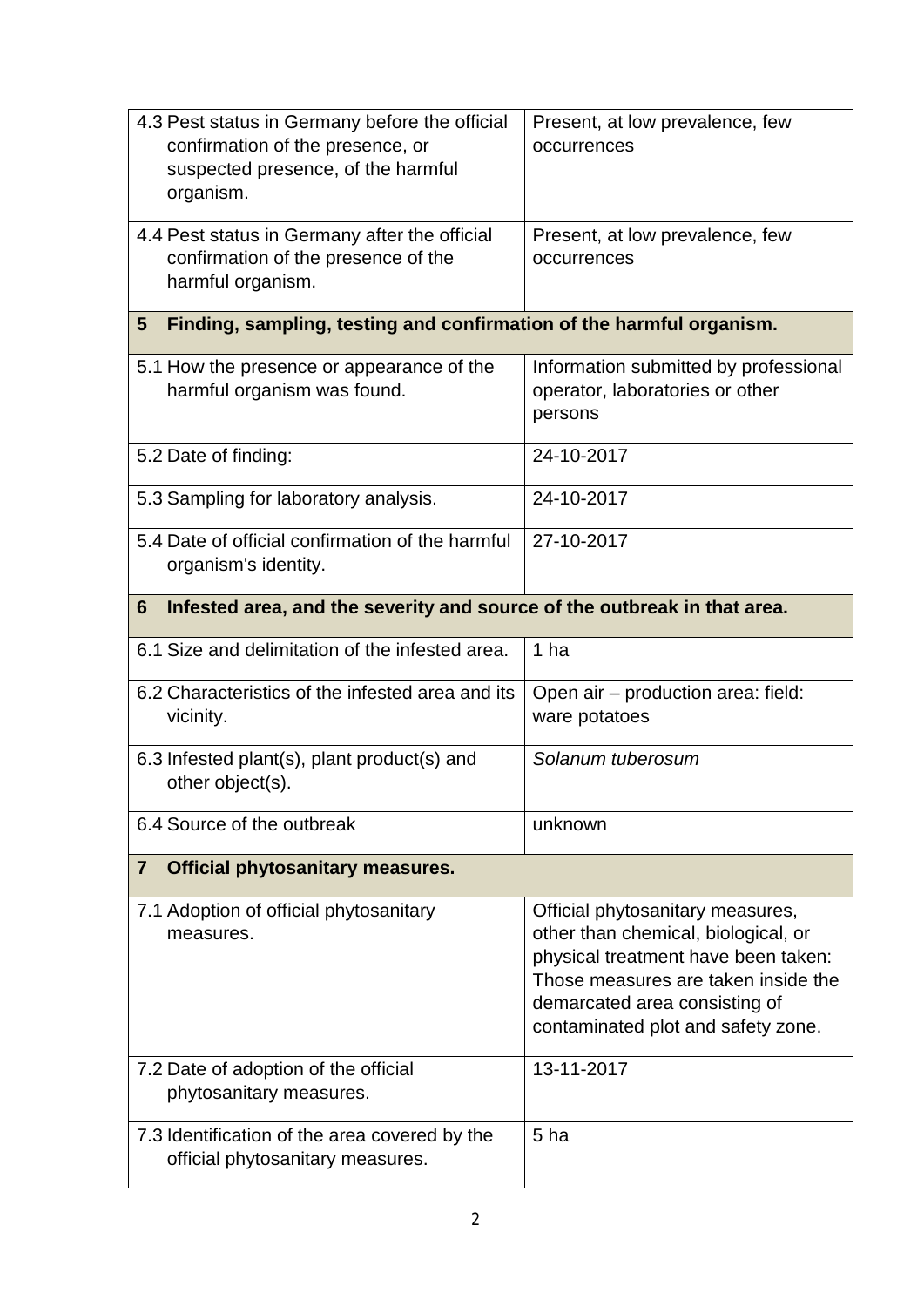| | |
|---|---|
| 4.3 Pest status in Germany before the official confirmation of the presence, or suspected presence, of the harmful organism. | Present, at low prevalence, few occurrences |
| 4.4 Pest status in Germany after the official confirmation of the presence of the harmful organism. | Present, at low prevalence, few occurrences |
| **5 Finding, sampling, testing and confirmation of the harmful organism.** | |
| 5.1 How the presence or appearance of the harmful organism was found. | Information submitted by professional operator, laboratories or other persons |
| 5.2 Date of finding: | 24-10-2017 |
| 5.3 Sampling for laboratory analysis. | 24-10-2017 |
| 5.4 Date of official confirmation of the harmful organism's identity. | 27-10-2017 |
| **6 Infested area, and the severity and source of the outbreak in that area.** | |
| 6.1 Size and delimitation of the infested area. | 1 ha |
| 6.2 Characteristics of the infested area and its vicinity. | Open air – production area: field: ware potatoes |
| 6.3 Infested plant(s), plant product(s) and other object(s). | *Solanum tuberosum* |
| 6.4 Source of the outbreak | unknown |
| **7 Official phytosanitary measures.** | |
| 7.1 Adoption of official phytosanitary measures. | Official phytosanitary measures, other than chemical, biological, or physical treatment have been taken: Those measures are taken inside the demarcated area consisting of contaminated plot and safety zone. |
| 7.2 Date of adoption of the official phytosanitary measures. | 13-11-2017 |
| 7.3 Identification of the area covered by the official phytosanitary measures. | 5 ha |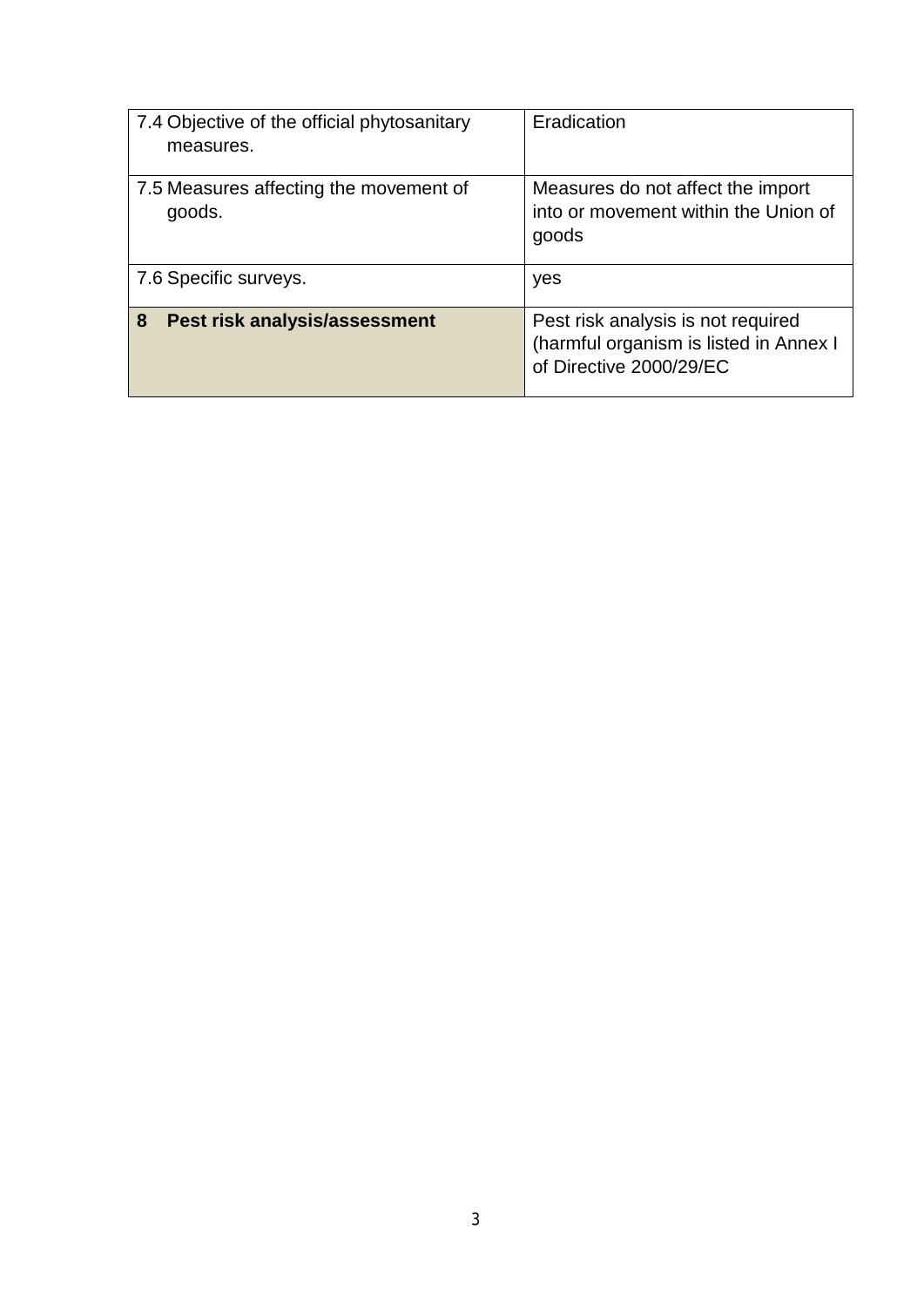| | |
|---|---|
| 7.4 Objective of the official phytosanitary measures. | Eradication |
| 7.5 Measures affecting the movement of goods. | Measures do not affect the import into or movement within the Union of goods |
| 7.6 Specific surveys. | yes |
| **8 Pest risk analysis/assessment** | Pest risk analysis is not required (harmful organism is listed in Annex I of Directive 2000/29/EC |